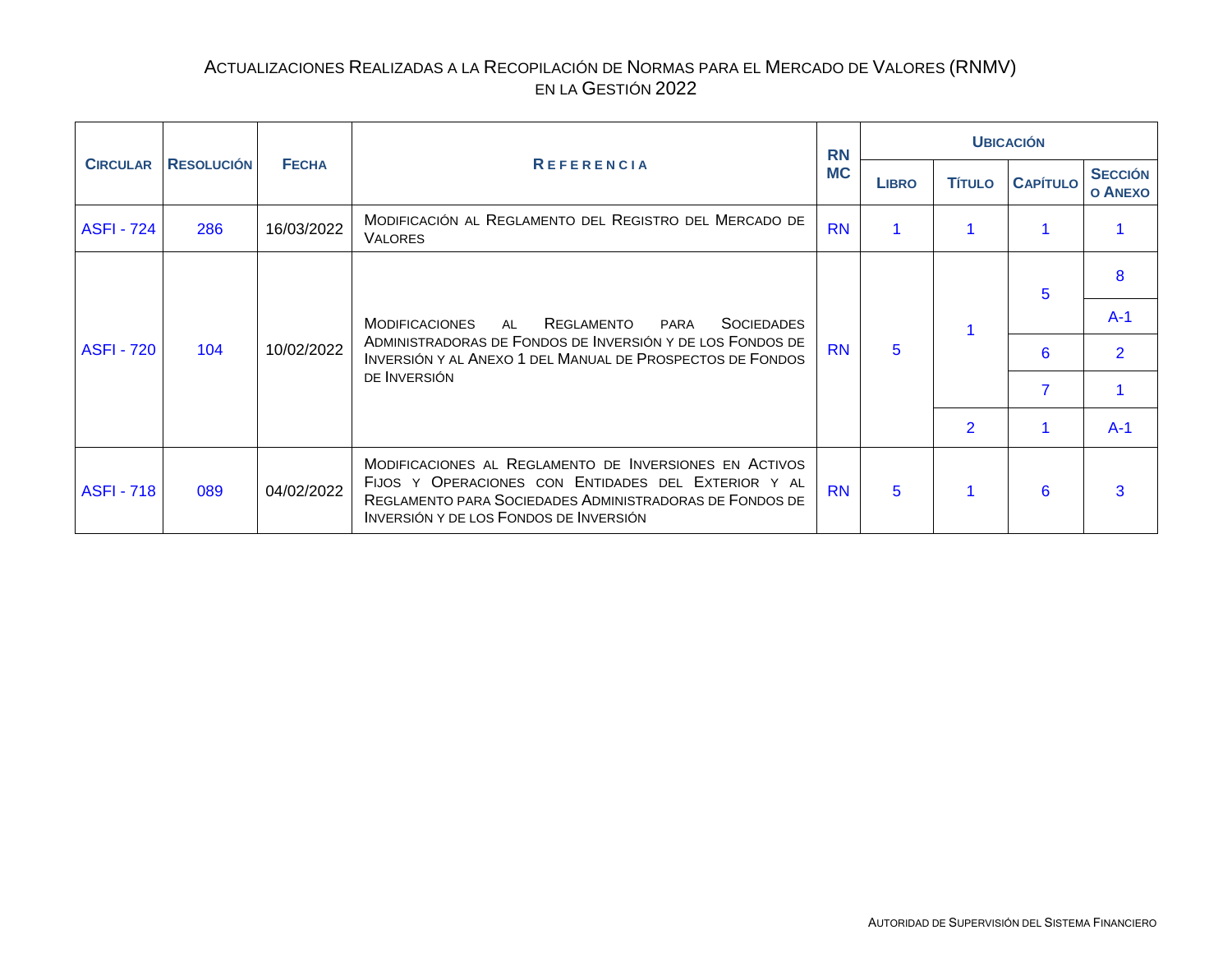# Actualizaciones Realizadas a la Recopilación de Normas para el Mercado de Valores (RNMV) en la Gestión 2022

| Circular | Resolución | Fecha | Referencia | RN MC | Ubicación | | | |
|---|---|---|---|---|---|---|---|---|
| | | | | | Libro | Título | Capítulo | Sección o Anexo |
| ASFI - 724 | 286 | 16/03/2022 | Modificación al Reglamento del Registro del Mercado de Valores | RN | 1 | 1 | 1 | 1 |
| ASFI - 720 | 104 | 10/02/2022 | Modificaciones al Reglamento para Sociedades Administradoras de Fondos de Inversión y de los Fondos de Inversión y al Anexo 1 del Manual de Prospectos de Fondos de Inversión | RN | 5 | 1 | 5 | 8 |
| | | | | | | | | A-1 |
| | | | | | | | 6 | 2 |
| | | | | | | | 7 | 1 |
| | | | | | | 2 | 1 | A-1 |
| ASFI - 718 | 089 | 04/02/2022 | Modificaciones al Reglamento de Inversiones en Activos Fijos y Operaciones con Entidades del Exterior y al Reglamento para Sociedades Administradoras de Fondos de Inversión y de los Fondos de Inversión | RN | 5 | 1 | 6 | 3 |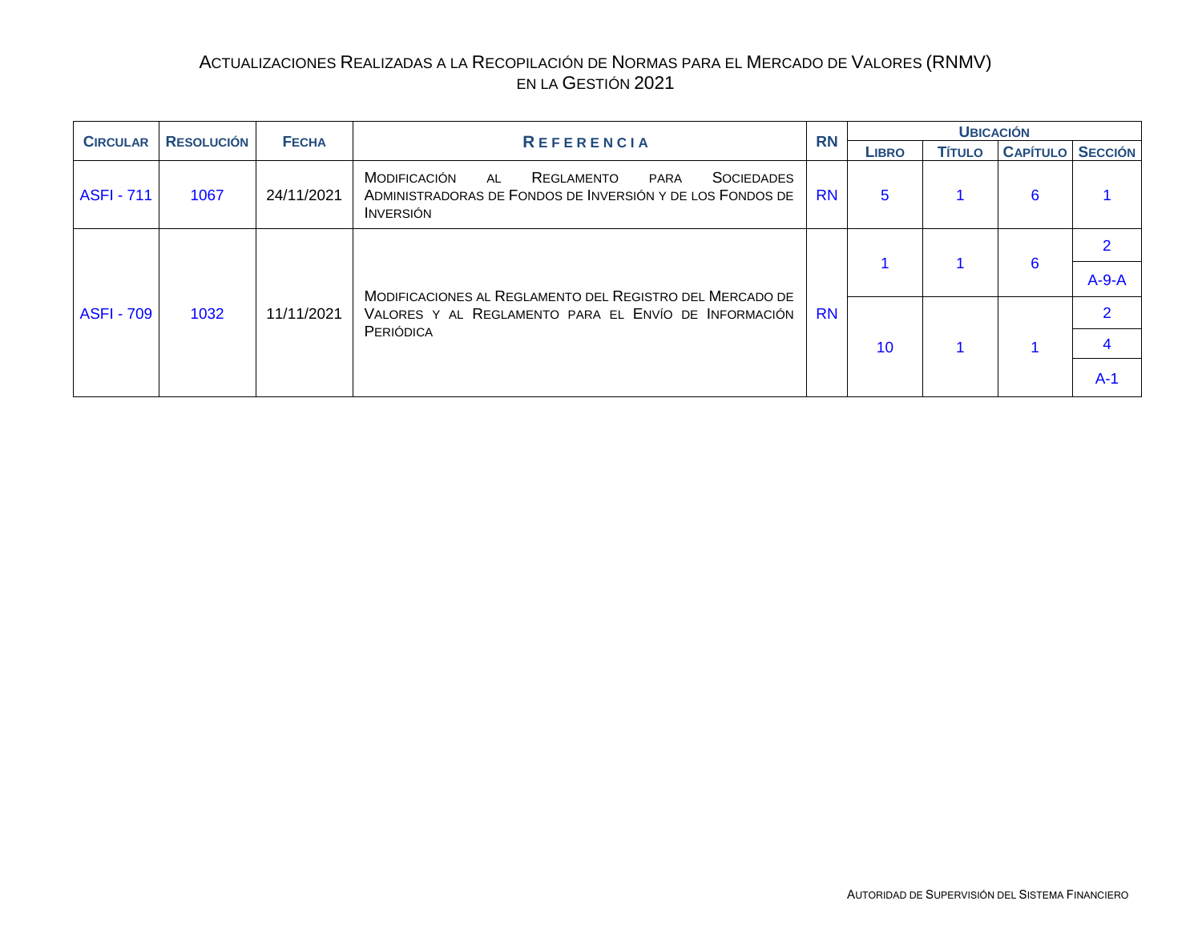# Actualizaciones Realizadas a la Recopilación de Normas para el Mercado de Valores (RNMV) en la Gestión 2021

| Circular | Resolución | Fecha | Referencia | RN | Ubicación | | | |
|---|---|---|---|---|---|---|---|---|
| | | | | | Libro | Título | Capítulo | Sección |
| ASFI - 711 | 1067 | 24/11/2021 | Modificación al Reglamento para Sociedades Administradoras de Fondos de Inversión y de los Fondos de Inversión | RN | 5 | 1 | 6 | 1 |
| ASFI - 709 | 1032 | 11/11/2021 | Modificaciones al Reglamento del Registro del Mercado de Valores y al Reglamento para el Envío de Información Periódica | RN | 1 | 1 | 6 | 2 |
| | | | | | | | | A-9-A |
| | | | | | 10 | 1 | 1 | 2 |
| | | | | | | | | 4 |
| | | | | | | | | A-1 |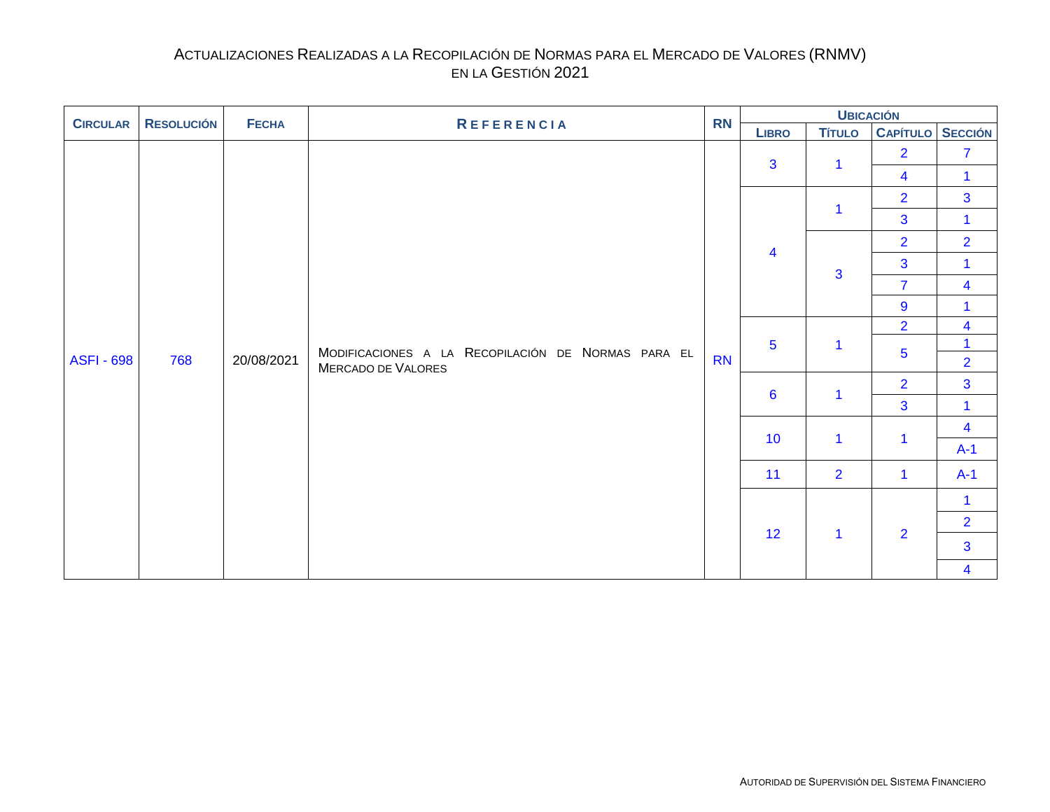# Actualizaciones Realizadas a la Recopilación de Normas para el Mercado de Valores (RNMV) en la Gestión 2021

| Circular | Resolución | Fecha | Referencia | RN | Ubicación | | | |
|---|---|---|---|---|---|---|---|---|
| | | | | | Libro | Título | Capítulo | Sección |
| ASFI - 698 | 768 | 20/08/2021 | Modificaciones a la Recopilación de Normas para el Mercado de Valores | RN | 3 | 1 | 2 | 7 |
| | | | | | | | 4 | 1 |
| | | | | | 4 | 1 | 2 | 3 |
| | | | | | | | 3 | 1 |
| | | | | | | 3 | 2 | 2 |
| | | | | | | | 3 | 1 |
| | | | | | | | 7 | 4 |
| | | | | | | | 9 | 1 |
| | | | | | 5 | 1 | 2 | 4 |
| | | | | | | | 5 | 1 |
| | | | | | | | | 2 |
| | | | | | 6 | 1 | 2 | 3 |
| | | | | | | | 3 | 1 |
| | | | | | 10 | 1 | 1 | 4 |
| | | | | | | | | A-1 |
| | | | | | 11 | 2 | 1 | A-1 |
| | | | | | 12 | 1 | 2 | 1 |
| | | | | | | | | 2 |
| | | | | | | | | 3 |
| | | | | | | | | 4 |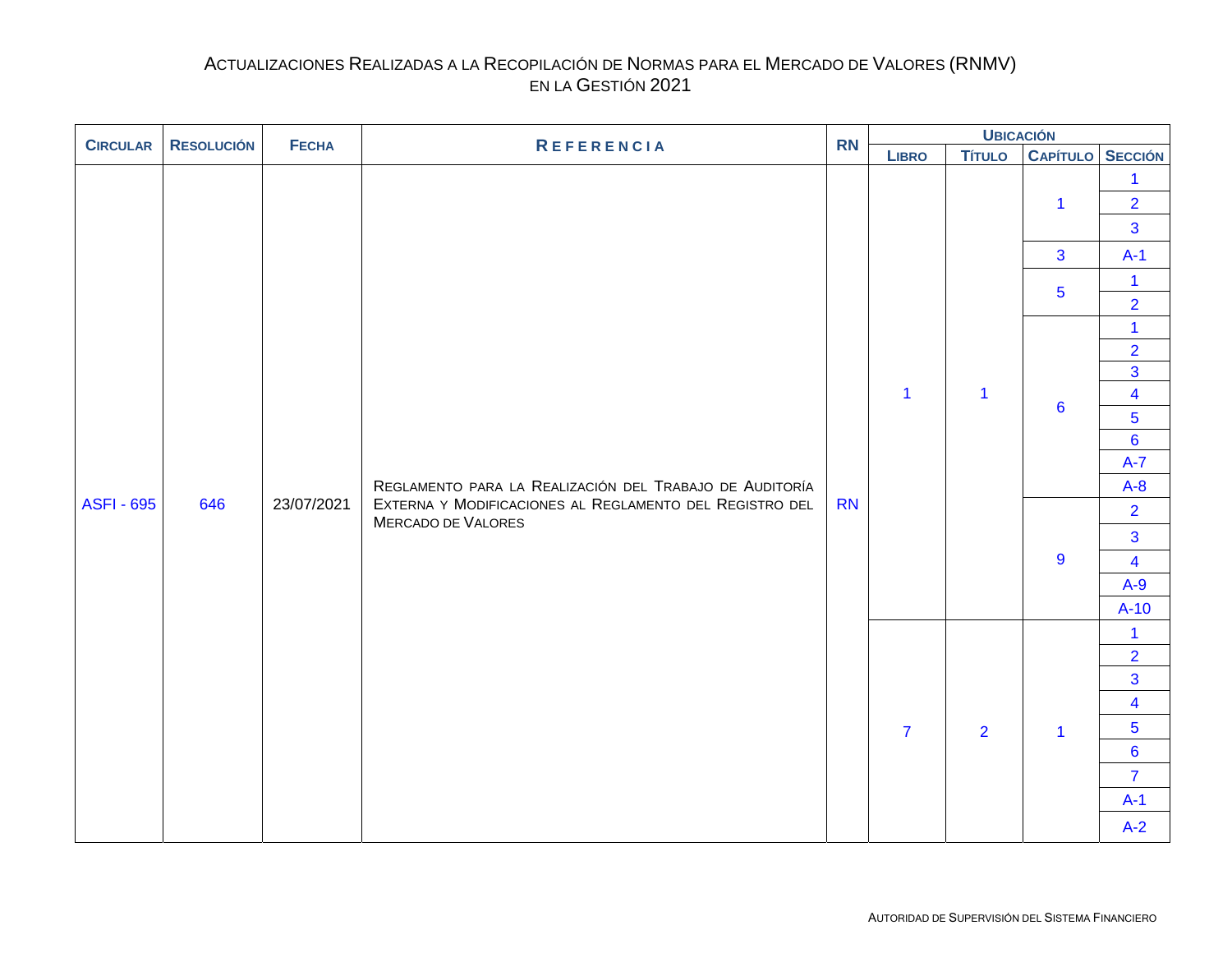# Actualizaciones Realizadas a la Recopilación de Normas para el Mercado de Valores (RNMV) en la Gestión 2021

| Circular | Resolución | Fecha | Referencia | RN | Ubicación | | | |
|---|---|---|---|---|---|---|---|---|
| | | | | | Libro | Título | Capítulo | Sección |
| ASFI - 695 | 646 | 23/07/2021 | Reglamento para la Realización del Trabajo de Auditoría Externa y Modificaciones al Reglamento del Registro del Mercado de Valores | RN | 1 | 1 | 1 | 1 |
| | | | | | | | | 2 |
| | | | | | | | | 3 |
| | | | | | | | 3 | A-1 |
| | | | | | | | 5 | 1 |
| | | | | | | | | 2 |
| | | | | | | | 6 | 1 |
| | | | | | | | | 2 |
| | | | | | | | | 3 |
| | | | | | | | | 4 |
| | | | | | | | | 5 |
| | | | | | | | | 6 |
| | | | | | | | | A-7 |
| | | | | | | | | A-8 |
| | | | | | | | 9 | 2 |
| | | | | | | | | 3 |
| | | | | | | | | 4 |
| | | | | | | | | A-9 |
| | | | | | | | | A-10 |
| | | | | | 7 | 2 | 1 | 1 |
| | | | | | | | | 2 |
| | | | | | | | | 3 |
| | | | | | | | | 4 |
| | | | | | | | | 5 |
| | | | | | | | | 6 |
| | | | | | | | | 7 |
| | | | | | | | | A-1 |
| | | | | | | | | A-2 |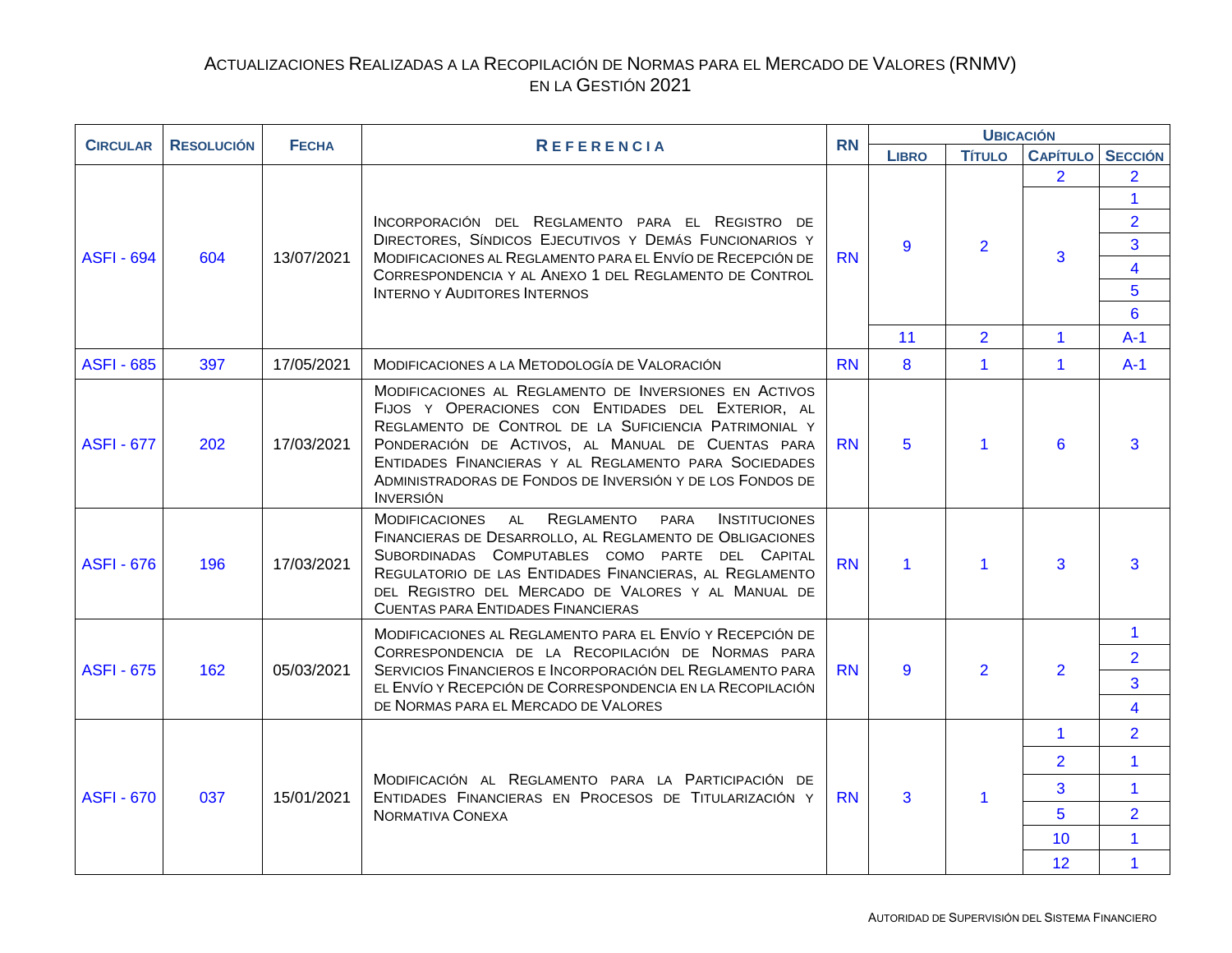# Actualizaciones Realizadas a la Recopilación de Normas para el Mercado de Valores (RNMV) en la Gestión 2021

| Circular | Resolución | Fecha | Referencia | RN | Ubicación | | | |
|---|---|---|---|---|---|---|---|---|
| | | | | | Libro | Título | Capítulo | Sección |
| ASFI - 694 | 604 | 13/07/2021 | Incorporación del Reglamento para el Registro de Directores, Síndicos Ejecutivos y Demás Funcionarios y Modificaciones al Reglamento para el Envío de Recepción de Correspondencia y al Anexo 1 del Reglamento de Control Interno y Auditores Internos | RN | 9 | 2 | 2 | 2 |
| | | | | | | | 3 | 1 |
| | | | | | | | | 2 |
| | | | | | | | | 3 |
| | | | | | | | | 4 |
| | | | | | | | | 5 |
| | | | | | | | | 6 |
| | | | | | 11 | 2 | 1 | A-1 |
| ASFI - 685 | 397 | 17/05/2021 | Modificaciones a la Metodología de Valoración | RN | 8 | 1 | 1 | A-1 |
| ASFI - 677 | 202 | 17/03/2021 | Modificaciones al Reglamento de Inversiones en Activos Fijos y Operaciones con Entidades del Exterior, al Reglamento de Control de la Suficiencia Patrimonial y Ponderación de Activos, al Manual de Cuentas para Entidades Financieras y al Reglamento para Sociedades Administradoras de Fondos de Inversión y de los Fondos de Inversión | RN | 5 | 1 | 6 | 3 |
| ASFI - 676 | 196 | 17/03/2021 | Modificaciones al Reglamento para Instituciones Financieras de Desarrollo, al Reglamento de Obligaciones Subordinadas Computables como parte del Capital Regulatorio de las Entidades Financieras, al Reglamento del Registro del Mercado de Valores y al Manual de Cuentas para Entidades Financieras | RN | 1 | 1 | 3 | 3 |
| ASFI - 675 | 162 | 05/03/2021 | Modificaciones al Reglamento para el Envío y Recepción de Correspondencia de la Recopilación de Normas para Servicios Financieros e Incorporación del Reglamento para el Envío y Recepción de Correspondencia en la Recopilación de Normas para el Mercado de Valores | RN | 9 | 2 | 2 | 1 |
| | | | | | | | | 2 |
| | | | | | | | | 3 |
| | | | | | | | | 4 |
| ASFI - 670 | 037 | 15/01/2021 | Modificación al Reglamento para la Participación de Entidades Financieras en Procesos de Titularización y Normativa Conexa | RN | 3 | 1 | 1 | 2 |
| | | | | | | | 2 | 1 |
| | | | | | | | 3 | 1 |
| | | | | | | | 5 | 2 |
| | | | | | | | 10 | 1 |
| | | | | | | | 12 | 1 |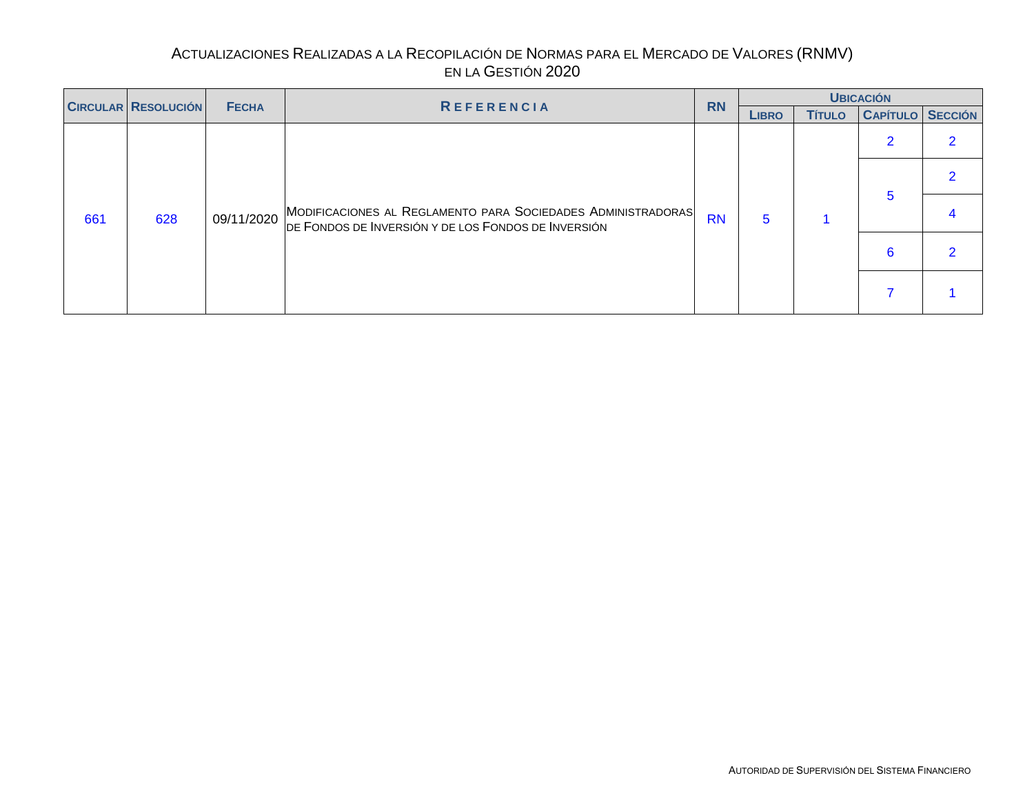# Actualizaciones Realizadas a la Recopilación de Normas para el Mercado de Valores (RNMV) en la Gestión 2020

| Circular | Resolución | Fecha | Referencia | RN | Ubicación | | | |
|---|---|---|---|---|---|---|---|---|
| | | | | | Libro | Título | Capítulo | Sección |
| 661 | 628 | 09/11/2020 | Modificaciones al Reglamento para Sociedades Administradoras de Fondos de Inversión y de los Fondos de Inversión | RN | 5 | 1 | 2 | 2 |
| | | | | | | | 5 | 2 |
| | | | | | | | | 4 |
| | | | | | | | 6 | 2 |
| | | | | | | | 7 | 1 |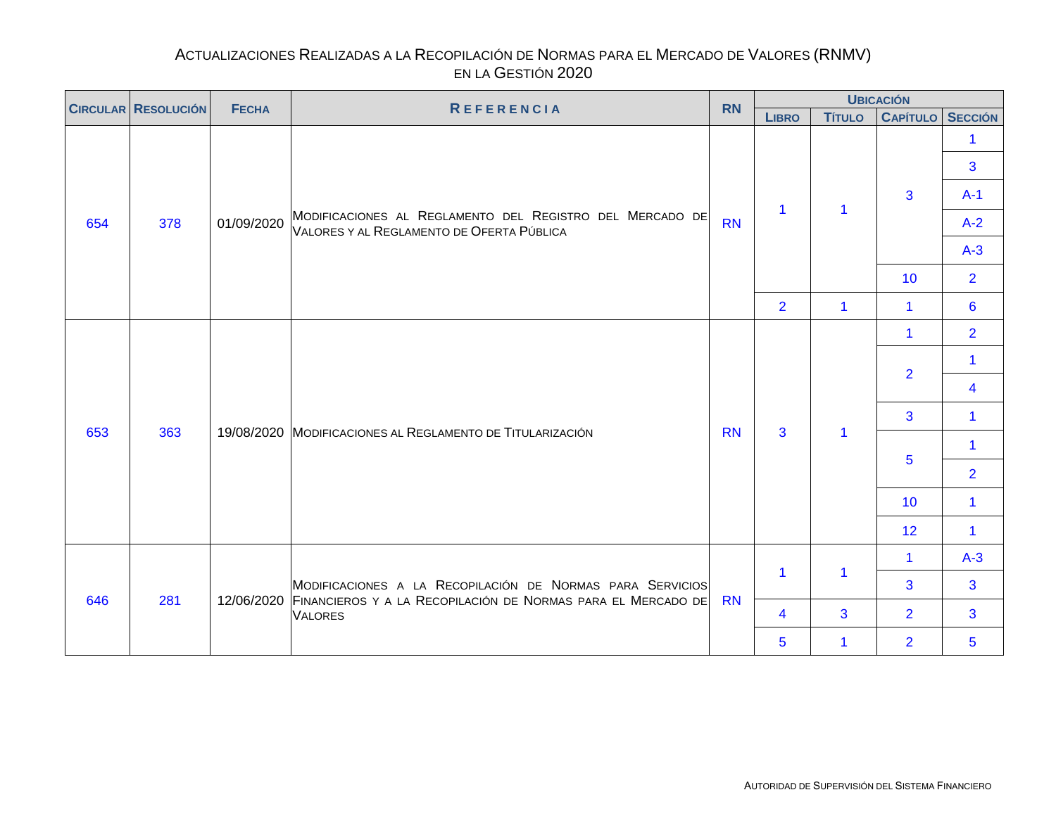# Actualizaciones Realizadas a la Recopilación de Normas para el Mercado de Valores (RNMV) en la Gestión 2020

| Circular | Resolución | Fecha | Referencia | RN | Ubicación | | | |
|---|---|---|---|---|---|---|---|---|
| | | | | | Libro | Título | Capítulo | Sección |
| 654 | 378 | 01/09/2020 | Modificaciones al Reglamento del Registro del Mercado de Valores y al Reglamento de Oferta Pública | RN | 1 | 1 | 3 | 1 |
| | | | | | | | | 3 |
| | | | | | | | | A-1 |
| | | | | | | | | A-2 |
| | | | | | | | | A-3 |
| | | | | | | | 10 | 2 |
| | | | | | 2 | 1 | 1 | 6 |
| 653 | 363 | 19/08/2020 | Modificaciones al Reglamento de Titularización | RN | 3 | 1 | 1 | 2 |
| | | | | | | | 2 | 1 |
| | | | | | | | | 4 |
| | | | | | | | 3 | 1 |
| | | | | | | | 5 | 1 |
| | | | | | | | | 2 |
| | | | | | | | 10 | 1 |
| | | | | | | | 12 | 1 |
| 646 | 281 | 12/06/2020 | Modificaciones a la Recopilación de Normas para Servicios Financieros y a la Recopilación de Normas para el Mercado de Valores | RN | 1 | 1 | 1 | A-3 |
| | | | | | | | 3 | 3 |
| | | | | | 4 | 3 | 2 | 3 |
| | | | | | 5 | 1 | 2 | 5 |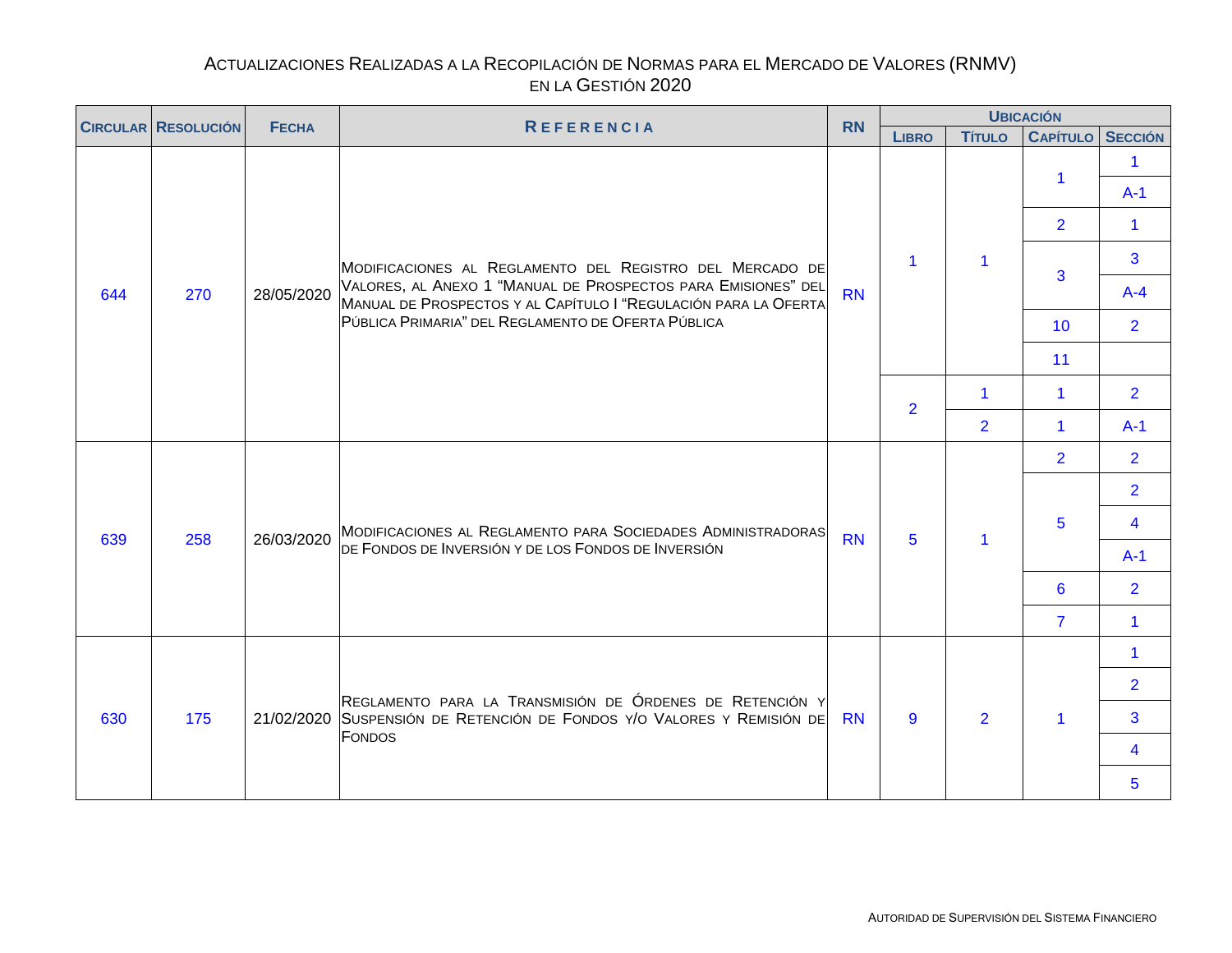# Actualizaciones Realizadas a la Recopilación de Normas para el Mercado de Valores (RNMV) en la Gestión 2020

| Circular | Resolución | Fecha | Referencia | RN | Ubicación | | | |
|---|---|---|---|---|---|---|---|---|
| | | | | | Libro | Título | Capítulo | Sección |
| 644 | 270 | 28/05/2020 | Modificaciones al Reglamento del Registro del Mercado de Valores, al Anexo 1 "Manual de Prospectos para Emisiones" del Manual de Prospectos y al Capítulo I "Regulación para la Oferta Pública Primaria" del Reglamento de Oferta Pública | RN | 1 | 1 | 1 | 1 |
| | | | | | | | | A-1 |
| | | | | | | | 2 | 1 |
| | | | | | | | 3 | 3 |
| | | | | | | | | A-4 |
| | | | | | | | 10 | 2 |
| | | | | | | | 11 | |
| | | | | | 2 | 1 | 1 | 2 |
| | | | | | | 2 | 1 | A-1 |
| 639 | 258 | 26/03/2020 | Modificaciones al Reglamento para Sociedades Administradoras de Fondos de Inversión y de los Fondos de Inversión | RN | 5 | 1 | 2 | 2 |
| | | | | | | | 5 | 2 |
| | | | | | | | | 4 |
| | | | | | | | | A-1 |
| | | | | | | | 6 | 2 |
| | | | | | | | 7 | 1 |
| 630 | 175 | 21/02/2020 | Reglamento para la Transmisión de Órdenes de Retención y Suspensión de Retención de Fondos y/o Valores y Remisión de Fondos | RN | 9 | 2 | 1 | 1 |
| | | | | | | | | 2 |
| | | | | | | | | 3 |
| | | | | | | | | 4 |
| | | | | | | | | 5 |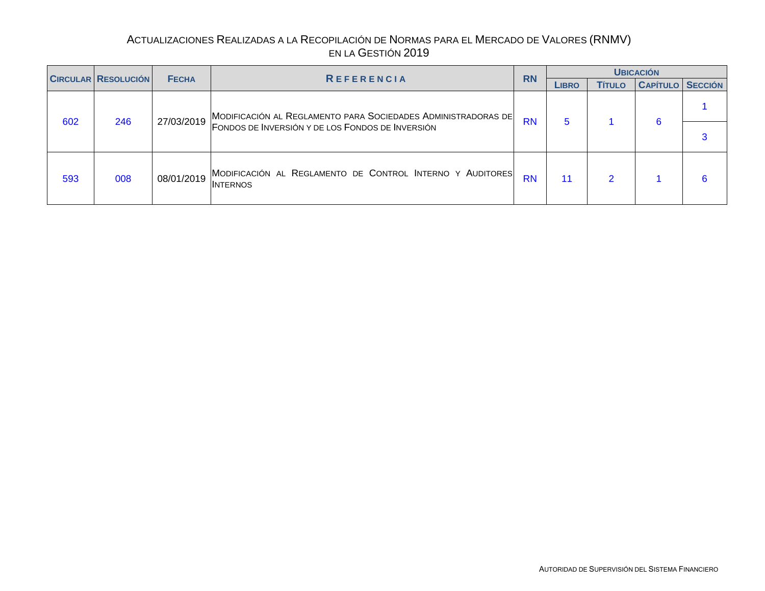# Actualizaciones Realizadas a la Recopilación de Normas para el Mercado de Valores (RNMV) en la Gestión 2019

| Circular | Resolución | Fecha | Referencia | RN | Ubicación | | | |
|---|---|---|---|---|---|---|---|---|
| | | | | | Libro | Título | Capítulo | Sección |
| 602 | 246 | 27/03/2019 | Modificación al Reglamento para Sociedades Administradoras de Fondos de Inversión y de los Fondos de Inversión | RN | 5 | 1 | 6 | 1 |
| | | | | | | | | 3 |
| 593 | 008 | 08/01/2019 | Modificación al Reglamento de Control Interno y Auditores Internos | RN | 11 | 2 | 1 | 6 |

Autoridad de Supervisión del Sistema Financiero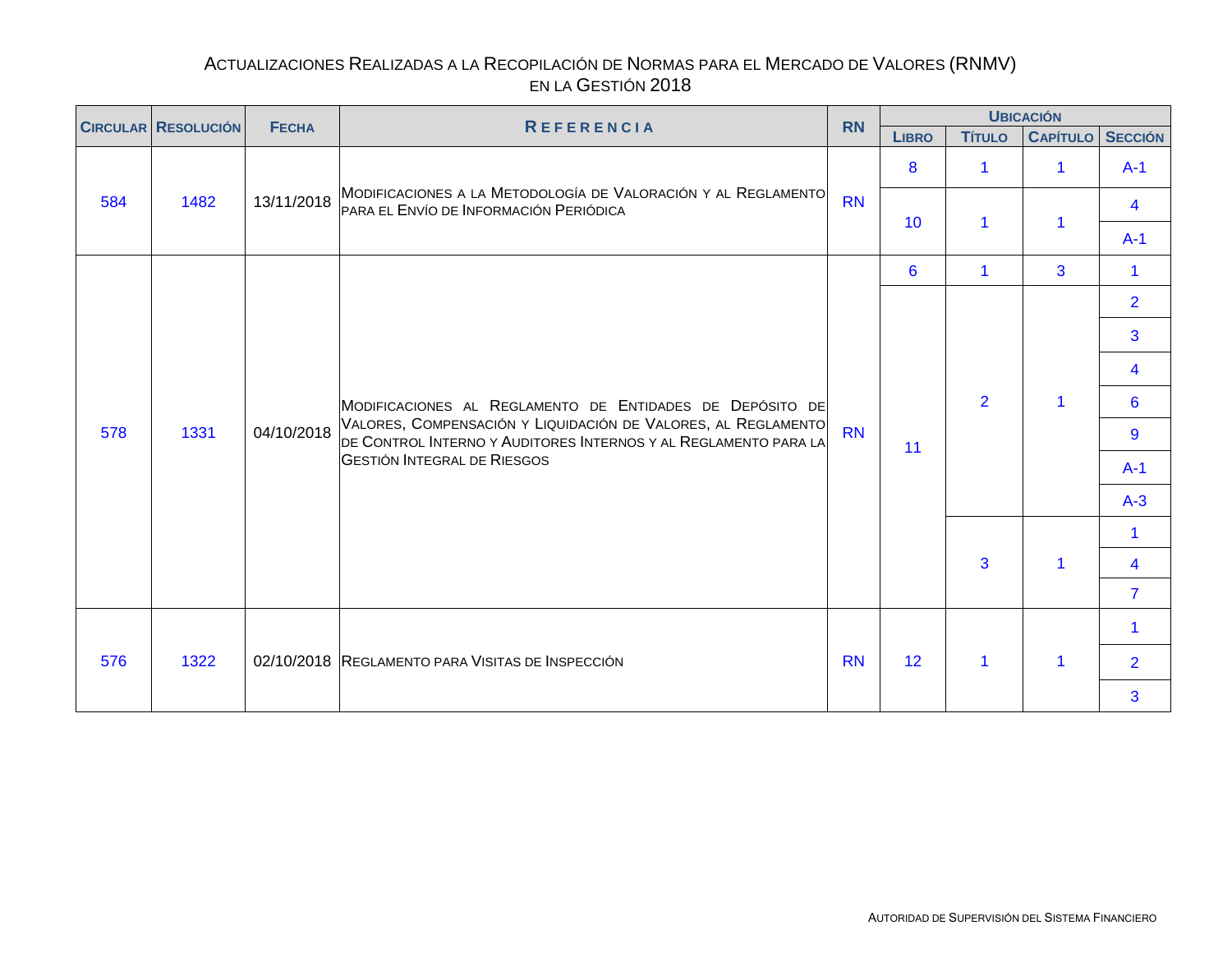# Actualizaciones Realizadas a la Recopilación de Normas para el Mercado de Valores (RNMV) en la Gestión 2018

| Circular | Resolución | Fecha | Referencia | RN | Ubicación | | | |
|---|---|---|---|---|---|---|---|---|
| | | | | | Libro | Título | Capítulo | Sección |
| 584 | 1482 | 13/11/2018 | Modificaciones a la Metodología de Valoración y al Reglamento para el Envío de Información Periódica | RN | 8 | 1 | 1 | A-1 |
| | | | | | 10 | 1 | 1 | 4 |
| | | | | | | | | A-1 |
| 578 | 1331 | 04/10/2018 | Modificaciones al Reglamento de Entidades de Depósito de Valores, Compensación y Liquidación de Valores, al Reglamento de Control Interno y Auditores Internos y al Reglamento para la Gestión Integral de Riesgos | RN | 6 | 1 | 3 | 1 |
| | | | | | 11 | 2 | 1 | 2 |
| | | | | | | | | 3 |
| | | | | | | | | 4 |
| | | | | | | | | 6 |
| | | | | | | | | 9 |
| | | | | | | | | A-1 |
| | | | | | | | | A-3 |
| | | | | | | 3 | 1 | 1 |
| | | | | | | | | 4 |
| | | | | | | | | 7 |
| 576 | 1322 | 02/10/2018 | Reglamento para Visitas de Inspección | RN | 12 | 1 | 1 | 1 |
| | | | | | | | | 2 |
| | | | | | | | | 3 |

Autoridad de Supervisión del Sistema Financiero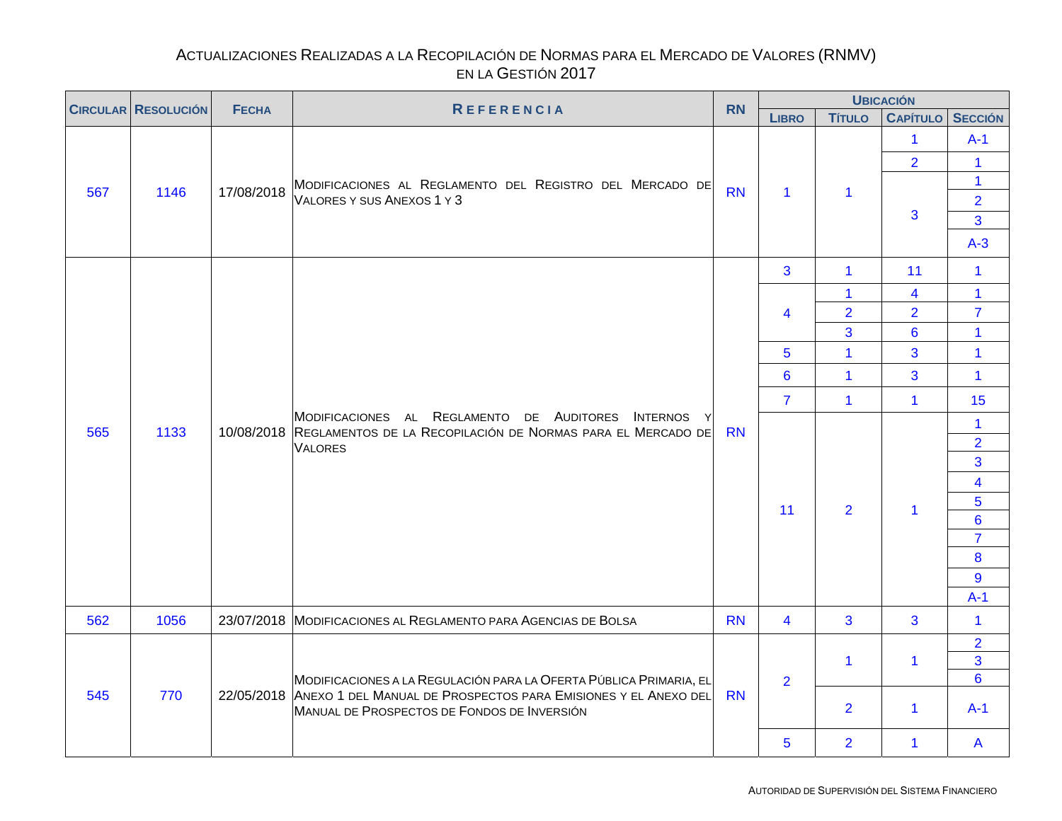# Actualizaciones Realizadas a la Recopilación de Normas para el Mercado de Valores (RNMV) en la Gestión 2017

| Circular | Resolución | Fecha | Referencia | RN | Ubicación | | | |
|---|---|---|---|---|---|---|---|---|
| | | | | | Libro | Título | Capítulo | Sección |
| 567 | 1146 | 17/08/2018 | Modificaciones al Reglamento del Registro del Mercado de Valores y sus Anexos 1 y 3 | RN | 1 | 1 | 1 | A-1 |
| | | | | | | | 2 | 1 |
| | | | | | | | 3 | 1 |
| | | | | | | | | 2 |
| | | | | | | | | 3 |
| | | | | | | | | A-3 |
| 565 | 1133 | 10/08/2018 | Modificaciones al Reglamento de Auditores Internos y Reglamentos de la Recopilación de Normas para el Mercado de Valores | RN | 3 | 1 | 11 | 1 |
| | | | | | 4 | 1 | 4 | 1 |
| | | | | | | 2 | 2 | 7 |
| | | | | | | 3 | 6 | 1 |
| | | | | | 5 | 1 | 3 | 1 |
| | | | | | 6 | 1 | 3 | 1 |
| | | | | | 7 | 1 | 1 | 15 |
| | | | | | 11 | 2 | 1 | 1 |
| | | | | | | | | 2 |
| | | | | | | | | 3 |
| | | | | | | | | 4 |
| | | | | | | | | 5 |
| | | | | | | | | 6 |
| | | | | | | | | 7 |
| | | | | | | | | 8 |
| | | | | | | | | 9 |
| | | | | | | | | A-1 |
| 562 | 1056 | 23/07/2018 | Modificaciones al Reglamento para Agencias de Bolsa | RN | 4 | 3 | 3 | 1 |
| 545 | 770 | 22/05/2018 | Modificaciones a la Regulación para la Oferta Pública Primaria, el Anexo 1 del Manual de Prospectos para Emisiones y el Anexo del Manual de Prospectos de Fondos de Inversión | RN | 2 | 1 | 1 | 2 |
| | | | | | | | | 3 |
| | | | | | | | | 6 |
| | | | | | | 2 | 1 | A-1 |
| | | | | | 5 | 2 | 1 | A |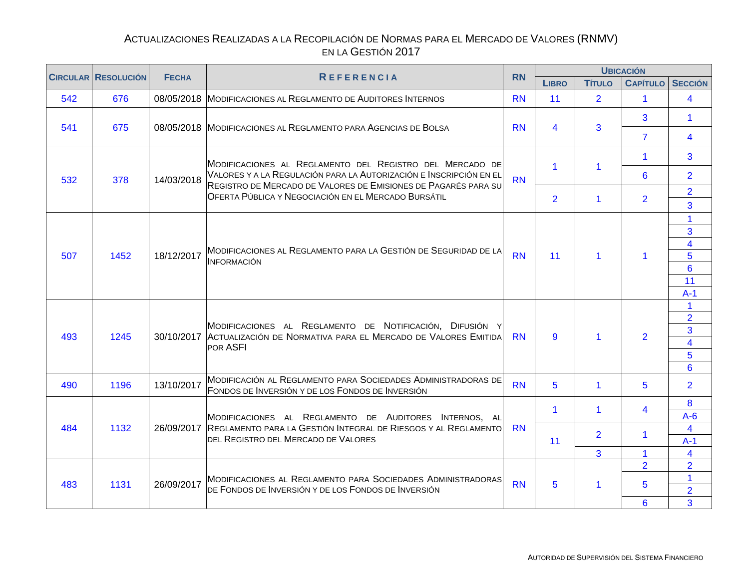# Actualizaciones Realizadas a la Recopilación de Normas para el Mercado de Valores (RNMV) en la Gestión 2017

| Circular | Resolución | Fecha | Referencia | RN | Ubicación | | | |
|---|---|---|---|---|---|---|---|---|
| | | | | | Libro | Título | Capítulo | Sección |
| 542 | 676 | 08/05/2018 | Modificaciones al Reglamento de Auditores Internos | RN | 11 | 2 | 1 | 4 |
| 541 | 675 | 08/05/2018 | Modificaciones al Reglamento para Agencias de Bolsa | RN | 4 | 3 | 3 | 1 |
| | | | | | | | 7 | 4 |
| 532 | 378 | 14/03/2018 | Modificaciones al Reglamento del Registro del Mercado de Valores y a la Regulación para la Autorización e Inscripción en el Registro de Mercado de Valores de Emisiones de Pagarés para su Oferta Pública y Negociación en el Mercado Bursátil | RN | 1 | 1 | 1 | 3 |
| | | | | | | | 6 | 2 |
| | | | | | 2 | 1 | 2 | 2 |
| | | | | | | | | 3 |
| 507 | 1452 | 18/12/2017 | Modificaciones al Reglamento para la Gestión de Seguridad de la Información | RN | 11 | 1 | 1 | 1 |
| | | | | | | | | 3 |
| | | | | | | | | 4 |
| | | | | | | | | 5 |
| | | | | | | | | 6 |
| | | | | | | | | 11 |
| | | | | | | | | A-1 |
| 493 | 1245 | 30/10/2017 | Modificaciones al Reglamento de Notificación, Difusión y Actualización de Normativa para el Mercado de Valores Emitida por ASFI | RN | 9 | 1 | 2 | 1 |
| | | | | | | | | 2 |
| | | | | | | | | 3 |
| | | | | | | | | 4 |
| | | | | | | | | 5 |
| | | | | | | | | 6 |
| 490 | 1196 | 13/10/2017 | Modificación al Reglamento para Sociedades Administradoras de Fondos de Inversión y de los Fondos de Inversión | RN | 5 | 1 | 5 | 2 |
| 484 | 1132 | 26/09/2017 | Modificaciones al Reglamento de Auditores Internos, al Reglamento para la Gestión Integral de Riesgos y al Reglamento del Registro del Mercado de Valores | RN | 1 | 1 | 4 | 8 |
| | | | | | | | | A-6 |
| | | | | | 11 | 2 | 1 | 4 |
| | | | | | | | | A-1 |
| | | | | | | 3 | 1 | 4 |
| 483 | 1131 | 26/09/2017 | Modificaciones al Reglamento para Sociedades Administradoras de Fondos de Inversión y de los Fondos de Inversión | RN | 5 | 1 | 2 | 2 |
| | | | | | | | 5 | 1 |
| | | | | | | | | 2 |
| | | | | | | | 6 | 3 |

Autoridad de Supervisión del Sistema Financiero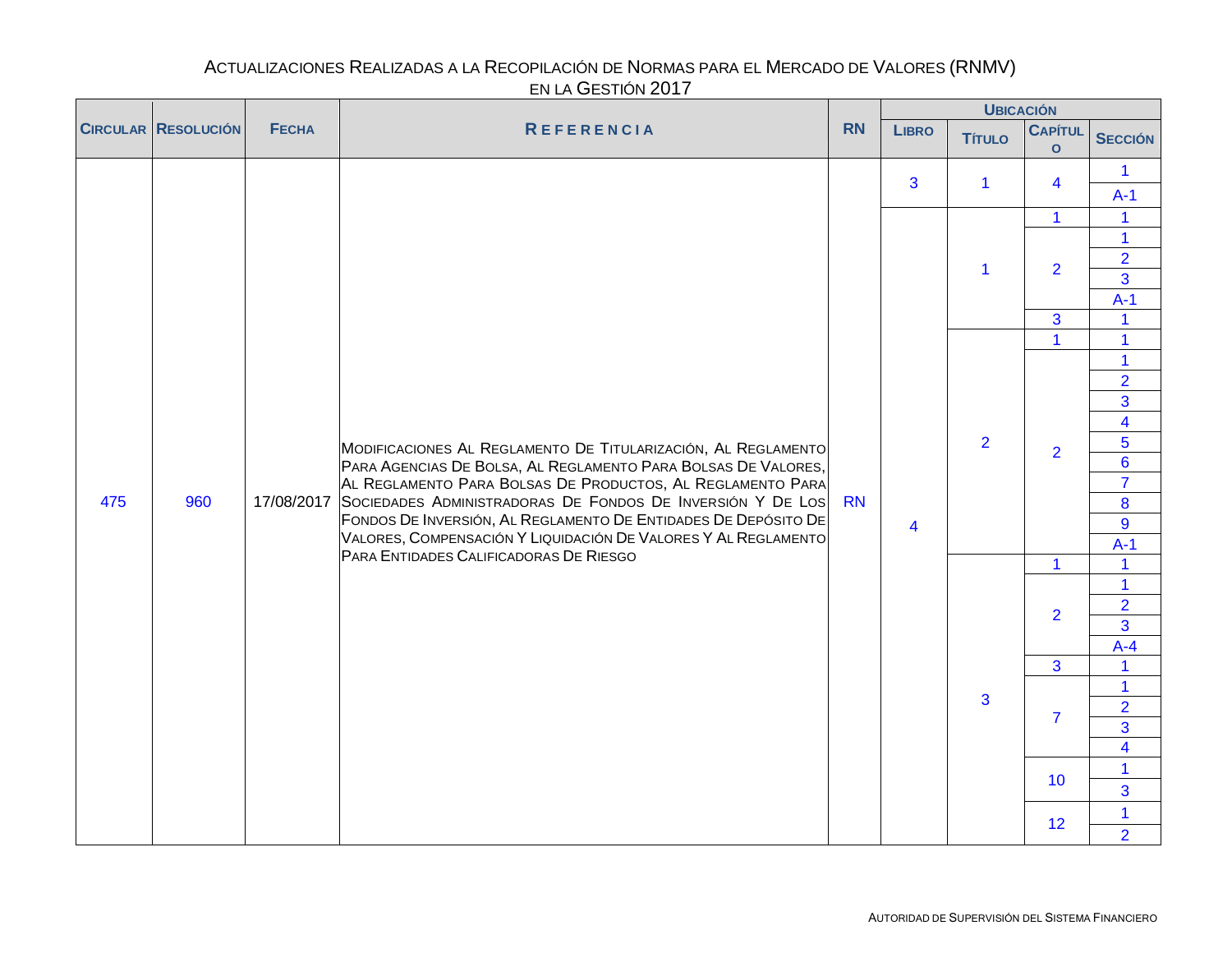# Actualizaciones Realizadas a la Recopilación de Normas para el Mercado de Valores (RNMV) en la Gestión 2017

| Circular | Resolución | Fecha | Referencia | RN | Ubicación | | | |
|---|---|---|---|---|---|---|---|---|
| | | | | | Libro | Título | Capítulo | Sección |
| 475 | 960 | 17/08/2017 | Modificaciones Al Reglamento De Titularización, Al Reglamento Para Agencias De Bolsa, Al Reglamento Para Bolsas De Valores, Al Reglamento Para Bolsas De Productos, Al Reglamento Para Sociedades Administradoras De Fondos De Inversión Y De Los Fondos De Inversión, Al Reglamento De Entidades De Depósito De Valores, Compensación Y Liquidación De Valores Y Al Reglamento Para Entidades Calificadoras De Riesgo | RN | 3 | 1 | 4 | 1 |
| | | | | | | | | A-1 |
| | | | | | 4 | 1 | 1 | 1 |
| | | | | | | | 2 | 1 |
| | | | | | | | | 2 |
| | | | | | | | | 3 |
| | | | | | | | | A-1 |
| | | | | | | | 3 | 1 |
| | | | | | | 2 | 1 | 1 |
| | | | | | | | 2 | 1 |
| | | | | | | | | 2 |
| | | | | | | | | 3 |
| | | | | | | | | 4 |
| | | | | | | | | 5 |
| | | | | | | | | 6 |
| | | | | | | | | 7 |
| | | | | | | | | 8 |
| | | | | | | | | 9 |
| | | | | | | | | A-1 |
| | | | | | | 3 | 1 | 1 |
| | | | | | | | 2 | 1 |
| | | | | | | | | 2 |
| | | | | | | | | 3 |
| | | | | | | | | A-4 |
| | | | | | | | 3 | 1 |
| | | | | | | | 7 | 1 |
| | | | | | | | | 2 |
| | | | | | | | | 3 |
| | | | | | | | | 4 |
| | | | | | | | 10 | 1 |
| | | | | | | | | 3 |
| | | | | | | | 12 | 1 |
| | | | | | | | | 2 |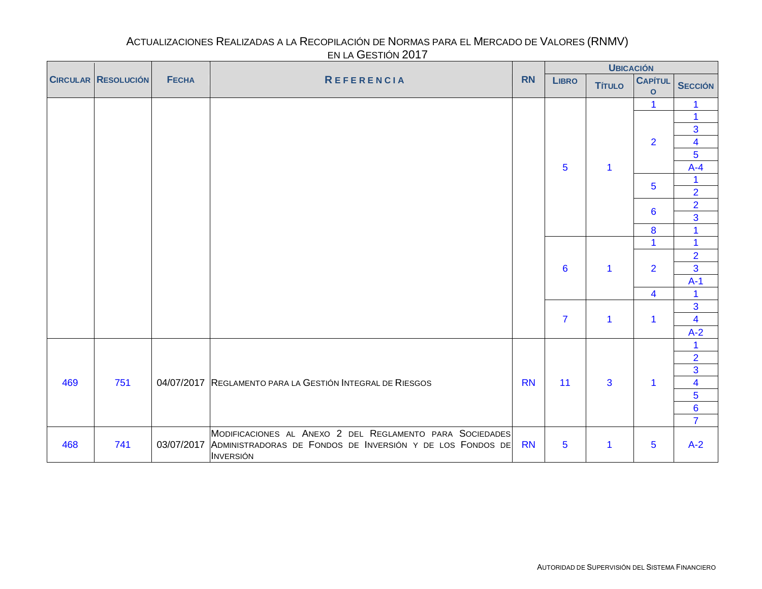# ACTUALIZACIONES REALIZADAS A LA RECOPILACIÓN DE NORMAS PARA EL MERCADO DE VALORES (RNMV) EN LA GESTIÓN 2017

| CIRCULAR | RESOLUCIÓN | FECHA | REFERENCIA | RN | UBICACIÓN | | | |
|---|---|---|---|---|---|---|---|---|
| | | | | | LIBRO | TÍTULO | CAPÍTULO | SECCIÓN |
| | | | | | 5 | 1 | 1 | 1 |
| | | | | | | | 2 | 1 |
| | | | | | | | | 3 |
| | | | | | | | | 4 |
| | | | | | | | | 5 |
| | | | | | | | | A-4 |
| | | | | | | | 5 | 1 |
| | | | | | | | | 2 |
| | | | | | | | 6 | 2 |
| | | | | | | | | 3 |
| | | | | | | | 8 | 1 |
| | | | | | 6 | 1 | 1 | 1 |
| | | | | | | | 2 | 2 |
| | | | | | | | | 3 |
| | | | | | | | | A-1 |
| | | | | | | | 4 | 1 |
| | | | | | 7 | 1 | 1 | 3 |
| | | | | | | | | 4 |
| | | | | | | | | A-2 |
| 469 | 751 | 04/07/2017 | REGLAMENTO PARA LA GESTIÓN INTEGRAL DE RIESGOS | RN | 11 | 3 | 1 | 1 |
| | | | | | | | | 2 |
| | | | | | | | | 3 |
| | | | | | | | | 4 |
| | | | | | | | | 5 |
| | | | | | | | | 6 |
| | | | | | | | | 7 |
| 468 | 741 | 03/07/2017 | MODIFICACIONES AL ANEXO 2 DEL REGLAMENTO PARA SOCIEDADES ADMINISTRADORAS DE FONDOS DE INVERSIÓN Y DE LOS FONDOS DE INVERSIÓN | RN | 5 | 1 | 5 | A-2 |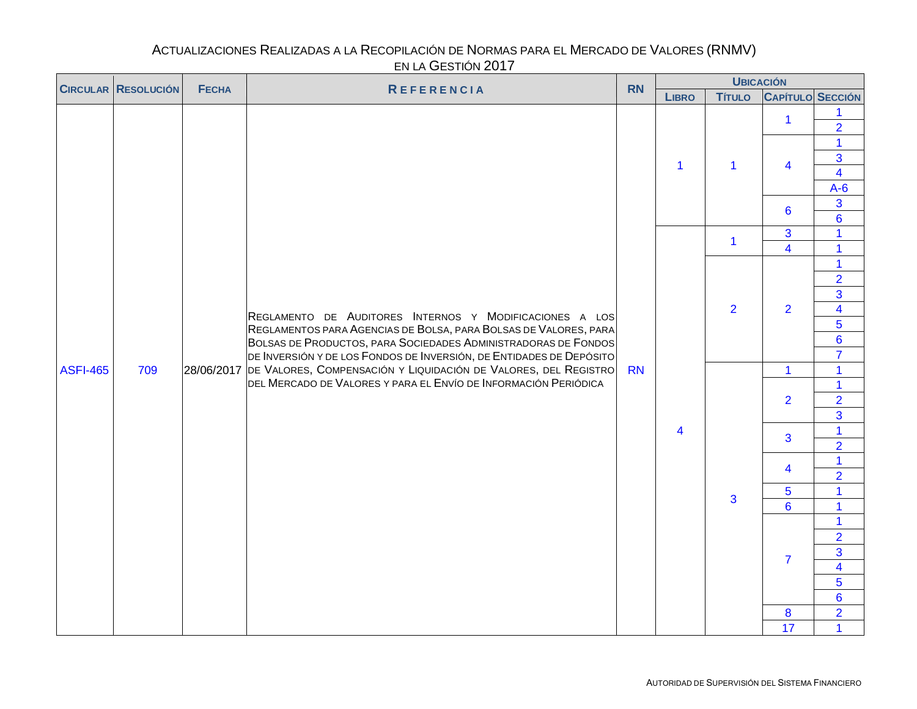# Actualizaciones Realizadas a la Recopilación de Normas para el Mercado de Valores (RNMV) en la Gestión 2017

| Circular | Resolución | Fecha | Referencia | RN | Ubicación | | | |
|---|---|---|---|---|---|---|---|---|
| | | | | | Libro | Título | Capítulo | Sección |
| ASFI-465 | 709 | 28/06/2017 | Reglamento de Auditores Internos y Modificaciones a los Reglamentos para Agencias de Bolsa, para Bolsas de Valores, para Bolsas de Productos, para Sociedades Administradoras de Fondos de Inversión y de los Fondos de Inversión, de Entidades de Depósito de Valores, Compensación y Liquidación de Valores, del Registro del Mercado de Valores y para el Envío de Información Periódica | RN | 1 | 1 | 1 | 1 |
| | | | | | | | | 2 |
| | | | | | | | 4 | 1 |
| | | | | | | | | 3 |
| | | | | | | | | 4 |
| | | | | | | | | A-6 |
| | | | | | | | 6 | 3 |
| | | | | | | | | 6 |
| | | | | | 4 | 1 | 3 | 1 |
| | | | | | | | 4 | 1 |
| | | | | | | 2 | 2 | 1 |
| | | | | | | | | 2 |
| | | | | | | | | 3 |
| | | | | | | | | 4 |
| | | | | | | | | 5 |
| | | | | | | | | 6 |
| | | | | | | | | 7 |
| | | | | | | 3 | 1 | 1 |
| | | | | | | | 2 | 1 |
| | | | | | | | | 2 |
| | | | | | | | | 3 |
| | | | | | | | 3 | 1 |
| | | | | | | | | 2 |
| | | | | | | | 4 | 1 |
| | | | | | | | | 2 |
| | | | | | | | 5 | 1 |
| | | | | | | | 6 | 1 |
| | | | | | | | 7 | 1 |
| | | | | | | | | 2 |
| | | | | | | | | 3 |
| | | | | | | | | 4 |
| | | | | | | | | 5 |
| | | | | | | | | 6 |
| | | | | | | | 8 | 2 |
| | | | | | | | 17 | 1 |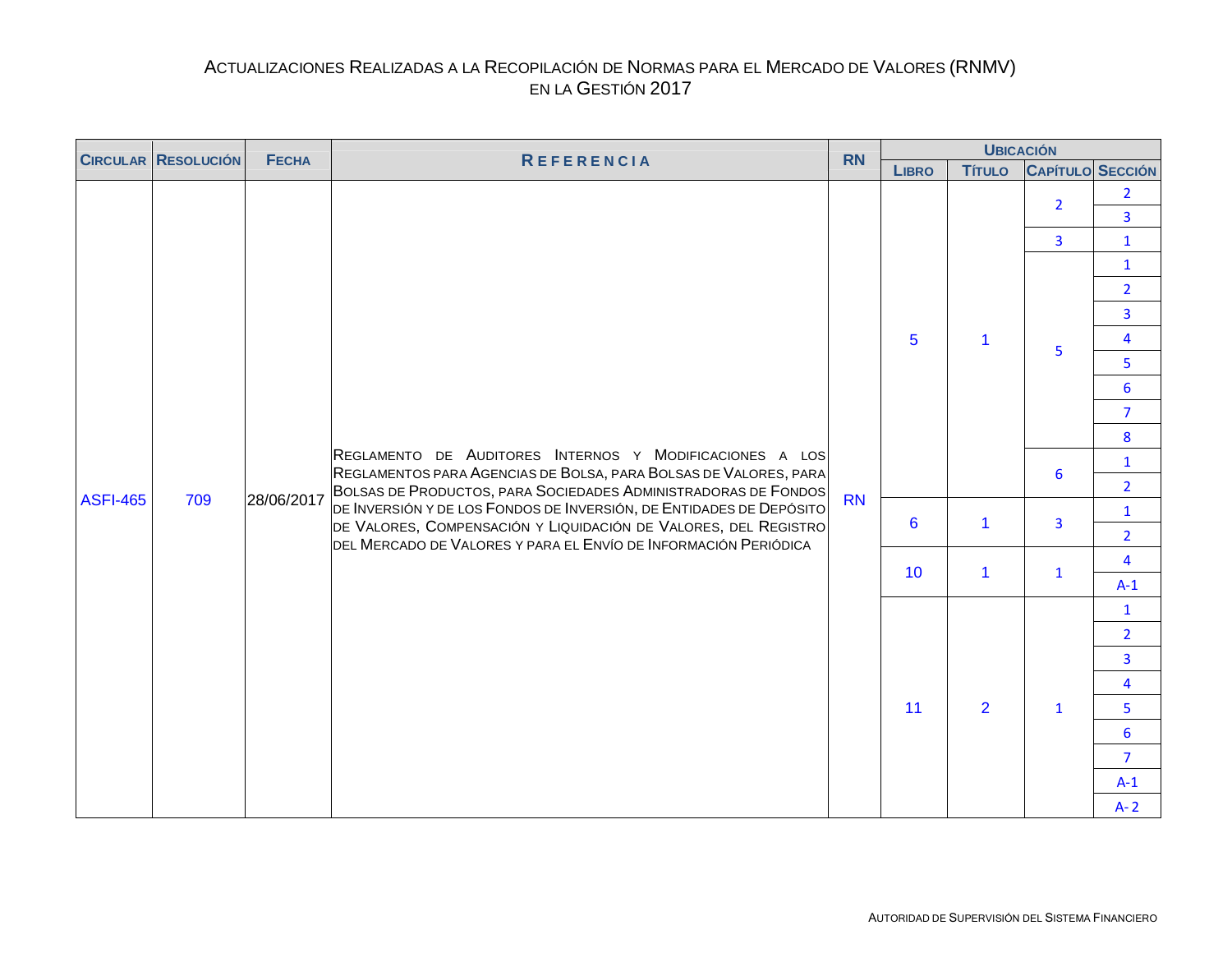# Actualizaciones Realizadas a la Recopilación de Normas para el Mercado de Valores (RNMV) en la Gestión 2017

| Circular | Resolución | Fecha | Referencia | RN | Ubicación | | | |
|---|---|---|---|---|---|---|---|---|
| | | | | | Libro | Título | Capítulo | Sección |
| ASFI-465 | 709 | 28/06/2017 | Reglamento de Auditores Internos y Modificaciones a los Reglamentos para Agencias de Bolsa, para Bolsas de Valores, para Bolsas de Productos, para Sociedades Administradoras de Fondos de Inversión y de los Fondos de Inversión, de Entidades de Depósito de Valores, Compensación y Liquidación de Valores, del Registro del Mercado de Valores y para el Envío de Información Periódica | RN | 5 | 1 | 2 | 2 |
| | | | | | | | | 3 |
| | | | | | | | 3 | 1 |
| | | | | | | | 5 | 1 |
| | | | | | | | | 2 |
| | | | | | | | | 3 |
| | | | | | | | | 4 |
| | | | | | | | | 5 |
| | | | | | | | | 6 |
| | | | | | | | | 7 |
| | | | | | | | | 8 |
| | | | | | | | 6 | 1 |
| | | | | | | | | 2 |
| | | | | | 6 | 1 | 3 | 1 |
| | | | | | | | | 2 |
| | | | | | 10 | 1 | 1 | 4 |
| | | | | | | | | A-1 |
| | | | | | 11 | 2 | 1 | 1 |
| | | | | | | | | 2 |
| | | | | | | | | 3 |
| | | | | | | | | 4 |
| | | | | | | | | 5 |
| | | | | | | | | 6 |
| | | | | | | | | 7 |
| | | | | | | | | A-1 |
| | | | | | | | | A- 2 |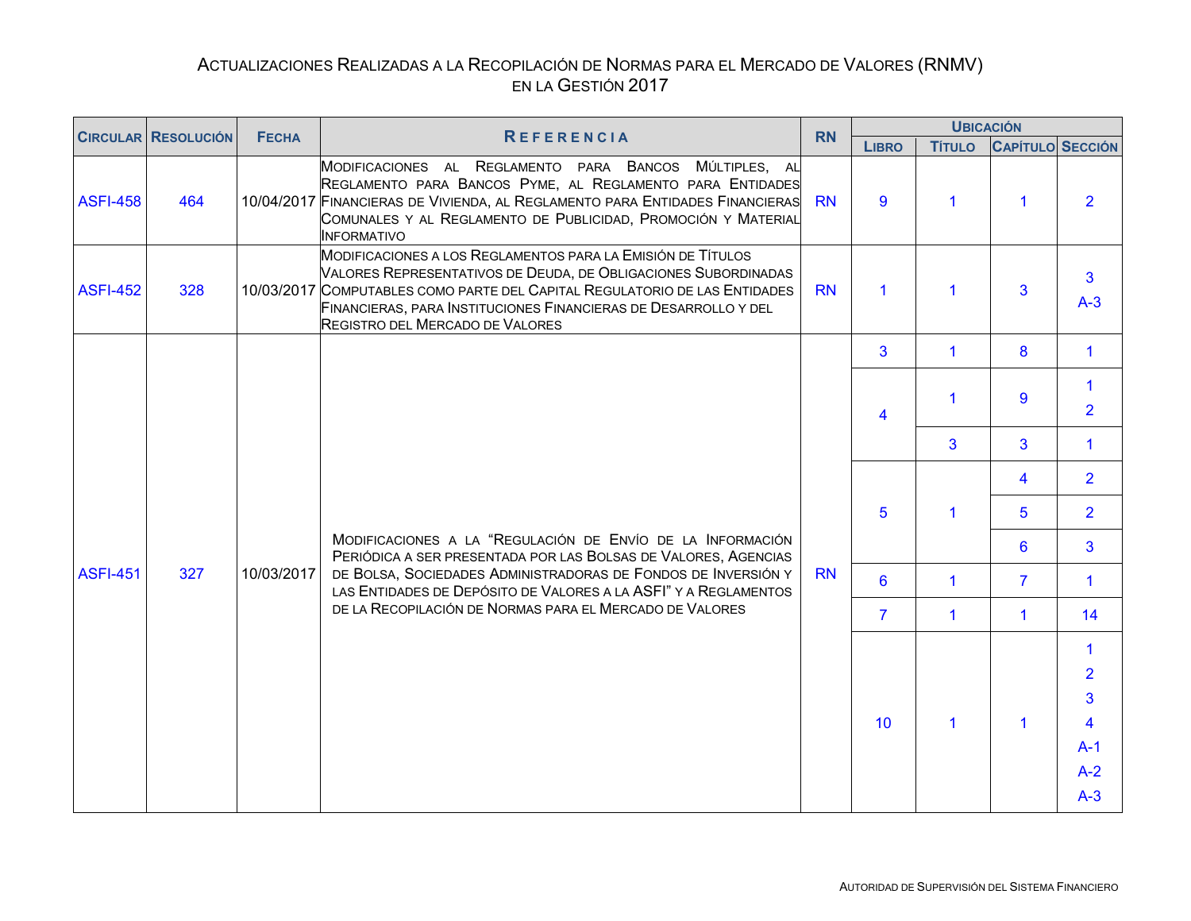# Actualizaciones Realizadas a la Recopilación de Normas para el Mercado de Valores (RNMV) en la Gestión 2017

| Circular | Resolución | Fecha | Referencia | RN | Ubicación | | | |
|---|---|---|---|---|---|---|---|---|
| | | | | | Libro | Título | Capítulo | Sección |
| ASFI-458 | 464 | 10/04/2017 | Modificaciones al Reglamento para Bancos Múltiples, al Reglamento para Bancos Pyme, al Reglamento para Entidades Financieras de Vivienda, al Reglamento para Entidades Financieras Comunales y al Reglamento de Publicidad, Promoción y Material Informativo | RN | 9 | 1 | 1 | 2 |
| ASFI-452 | 328 | 10/03/2017 | Modificaciones a los Reglamentos para la Emisión de Títulos Valores Representativos de Deuda, de Obligaciones Subordinadas Computables como parte del Capital Regulatorio de las Entidades Financieras, para Instituciones Financieras de Desarrollo y del Registro del Mercado de Valores | RN | 1 | 1 | 3 | 3<br>A-3 |
| ASFI-451 | 327 | 10/03/2017 | Modificaciones a la "Regulación de Envío de la Información Periódica a ser presentada por las Bolsas de Valores, Agencias de Bolsa, Sociedades Administradoras de Fondos de Inversión y las Entidades de Depósito de Valores a la ASFI" y a Reglamentos de la Recopilación de Normas para el Mercado de Valores | RN | 3 | 1 | 8 | 1 |
| | | | | | 4 | 1 | 9 | 1<br>2 |
| | | | | | | 3 | 3 | 1 |
| | | | | | 5 | 1 | 4 | 2 |
| | | | | | | | 5 | 2 |
| | | | | | | | 6 | 3 |
| | | | | | 6 | 1 | 7 | 1 |
| | | | | | 7 | 1 | 1 | 14 |
| | | | | | 10 | 1 | 1 | 1<br>2<br>3<br>4<br>A-1<br>A-2<br>A-3 |

Autoridad de Supervisión del Sistema Financiero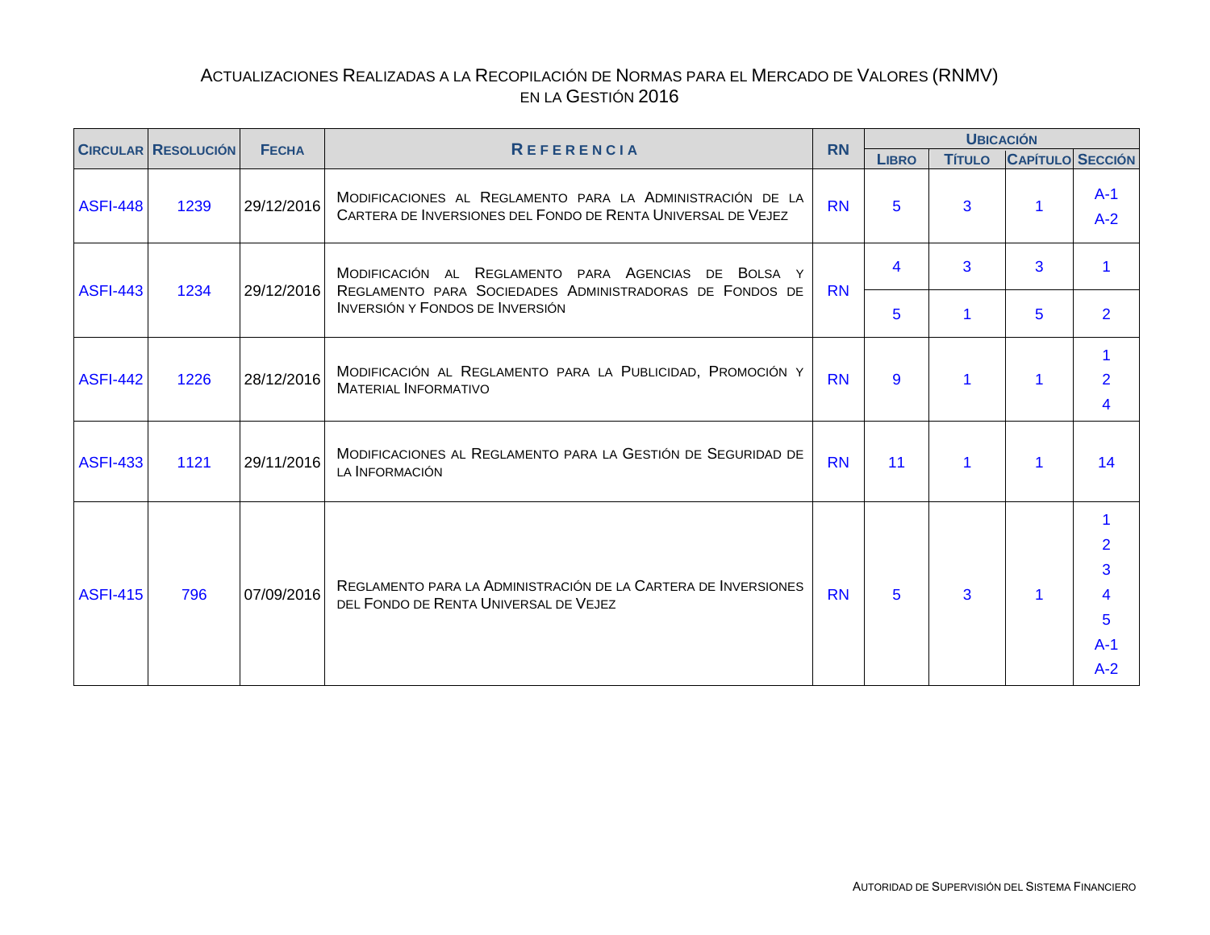# Actualizaciones Realizadas a la Recopilación de Normas para el Mercado de Valores (RNMV) en la Gestión 2016

| Circular | Resolución | Fecha | Referencia | RN | Ubicación | | | |
|---|---|---|---|---|---|---|---|---|
| | | | | | Libro | Título | Capítulo | Sección |
| ASFI-448 | 1239 | 29/12/2016 | Modificaciones al Reglamento para la Administración de la Cartera de Inversiones del Fondo de Renta Universal de Vejez | RN | 5 | 3 | 1 | A-1<br>A-2 |
| ASFI-443 | 1234 | 29/12/2016 | Modificación al Reglamento para Agencias de Bolsa y Reglamento para Sociedades Administradoras de Fondos de Inversión y Fondos de Inversión | RN | 4 | 3 | 3 | 1 |
| | | | | | 5 | 1 | 5 | 2 |
| ASFI-442 | 1226 | 28/12/2016 | Modificación al Reglamento para la Publicidad, Promoción y Material Informativo | RN | 9 | 1 | 1 | 1<br>2<br>4 |
| ASFI-433 | 1121 | 29/11/2016 | Modificaciones al Reglamento para la Gestión de Seguridad de la Información | RN | 11 | 1 | 1 | 14 |
| ASFI-415 | 796 | 07/09/2016 | Reglamento para la Administración de la Cartera de Inversiones del Fondo de Renta Universal de Vejez | RN | 5 | 3 | 1 | 1<br>2<br>3<br>4<br>5<br>A-1<br>A-2 |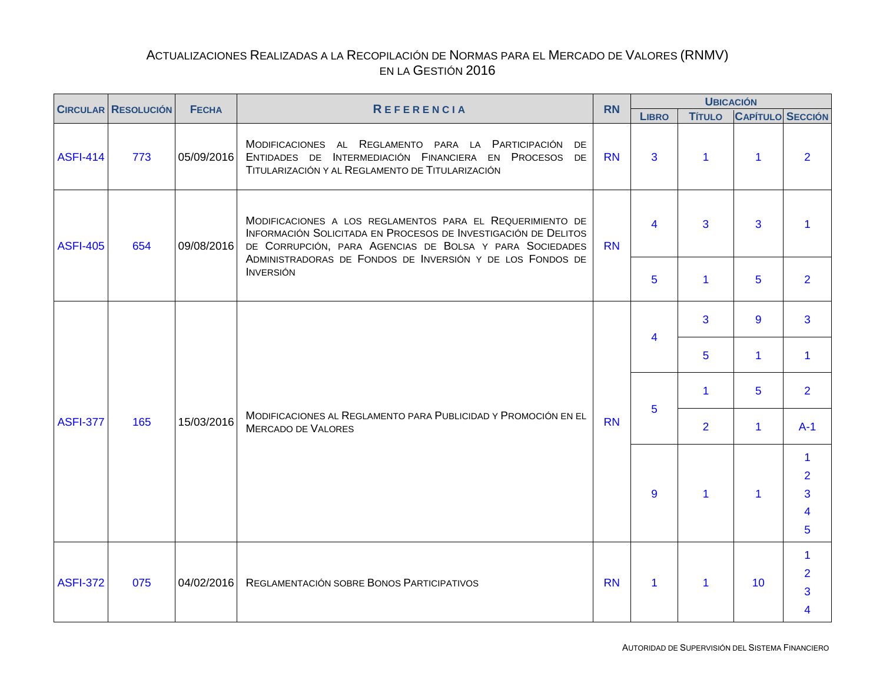# Actualizaciones Realizadas a la Recopilación de Normas para el Mercado de Valores (RNMV) en la Gestión 2016

| Circular | Resolución | Fecha | Referencia | RN | Ubicación | | | |
|---|---|---|---|---|---|---|---|---|
| | | | | | Libro | Título | Capítulo | Sección |
| ASFI-414 | 773 | 05/09/2016 | Modificaciones al Reglamento para la Participación de Entidades de Intermediación Financiera en Procesos de Titularización y al Reglamento de Titularización | RN | 3 | 1 | 1 | 2 |
| ASFI-405 | 654 | 09/08/2016 | Modificaciones a los reglamentos para el Requerimiento de Información Solicitada en Procesos de Investigación de Delitos de Corrupción, para Agencias de Bolsa y para Sociedades Administradoras de Fondos de Inversión y de los Fondos de Inversión | RN | 4 | 3 | 3 | 1 |
| | | | | | 5 | 1 | 5 | 2 |
| ASFI-377 | 165 | 15/03/2016 | Modificaciones al Reglamento para Publicidad y Promoción en el Mercado de Valores | RN | 4 | 3 | 9 | 3 |
| | | | | | | 5 | 1 | 1 |
| | | | | | 5 | 1 | 5 | 2 |
| | | | | | | 2 | 1 | A-1 |
| | | | | | 9 | 1 | 1 | 1<br>2<br>3<br>4<br>5 |
| ASFI-372 | 075 | 04/02/2016 | Reglamentación sobre Bonos Participativos | RN | 1 | 1 | 10 | 1<br>2<br>3<br>4 |

Autoridad de Supervisión del Sistema Financiero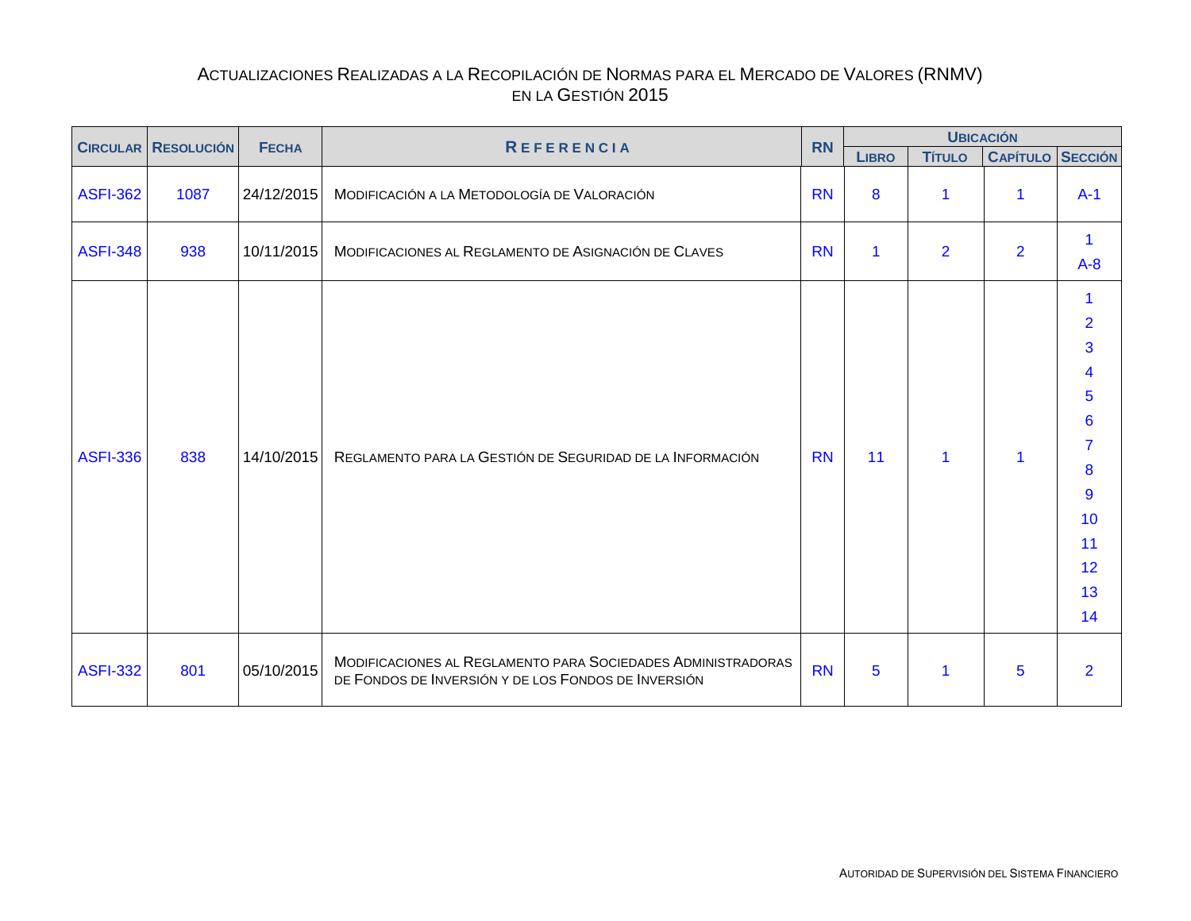# Actualizaciones Realizadas a la Recopilación de Normas para el Mercado de Valores (RNMV) en la Gestión 2015

| Circular | Resolución | Fecha | Referencia | RN | Ubicación | | | |
|---|---|---|---|---|---|---|---|---|
| | | | | | Libro | Título | Capítulo | Sección |
| ASFI-362 | 1087 | 24/12/2015 | Modificación a la Metodología de Valoración | RN | 8 | 1 | 1 | A-1 |
| ASFI-348 | 938 | 10/11/2015 | Modificaciones al Reglamento de Asignación de Claves | RN | 1 | 2 | 2 | 1<br>A-8 |
| ASFI-336 | 838 | 14/10/2015 | Reglamento para la Gestión de Seguridad de la Información | RN | 11 | 1 | 1 | 1<br>2<br>3<br>4<br>5<br>6<br>7<br>8<br>9<br>10<br>11<br>12<br>13<br>14 |
| ASFI-332 | 801 | 05/10/2015 | Modificaciones al Reglamento para Sociedades Administradoras de Fondos de Inversión y de los Fondos de Inversión | RN | 5 | 1 | 5 | 2 |

Autoridad de Supervisión del Sistema Financiero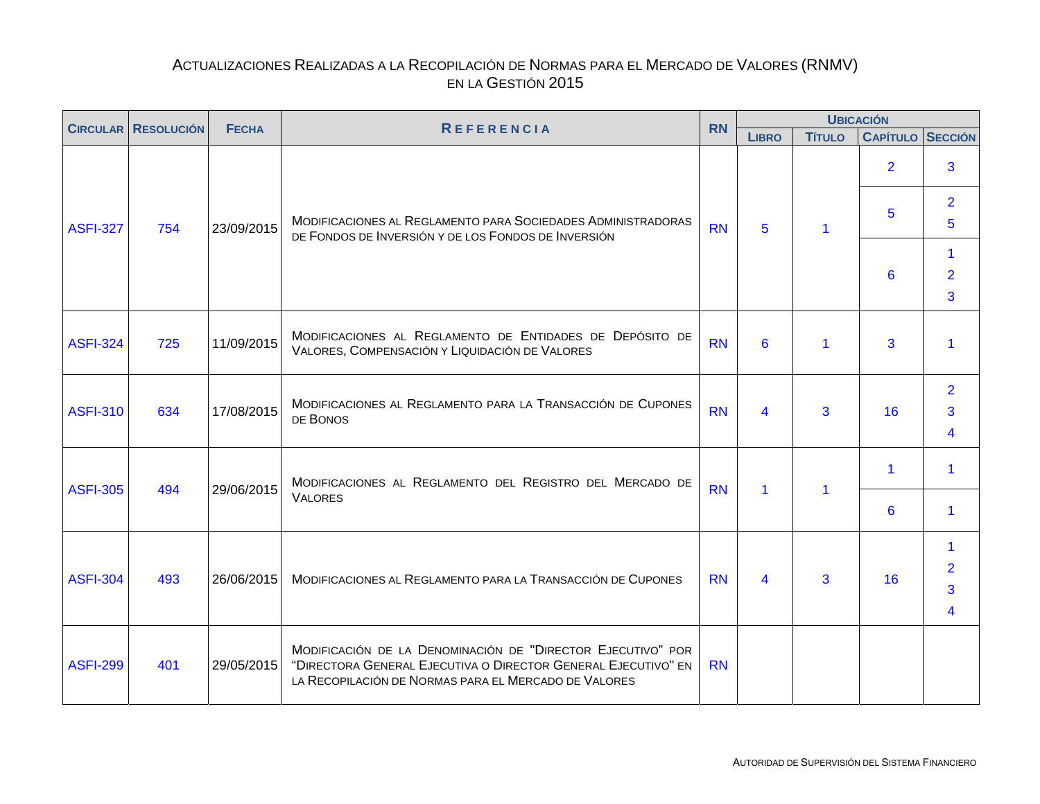# Actualizaciones Realizadas a la Recopilación de Normas para el Mercado de Valores (RNMV) en la Gestión 2015

| Circular | Resolución | Fecha | Referencia | RN | Ubicación | | | |
|---|---|---|---|---|---|---|---|---|
| | | | | | Libro | Título | Capítulo | Sección |
| ASFI-327 | 754 | 23/09/2015 | Modificaciones al Reglamento para Sociedades Administradoras de Fondos de Inversión y de los Fondos de Inversión | RN | 5 | 1 | 2 | 3 |
| | | | | | | | 5 | 2<br>5 |
| | | | | | | | 6 | 1<br>2<br>3 |
| ASFI-324 | 725 | 11/09/2015 | Modificaciones al Reglamento de Entidades de Depósito de Valores, Compensación y Liquidación de Valores | RN | 6 | 1 | 3 | 1 |
| ASFI-310 | 634 | 17/08/2015 | Modificaciones al Reglamento para la Transacción de Cupones de Bonos | RN | 4 | 3 | 16 | 2<br>3<br>4 |
| ASFI-305 | 494 | 29/06/2015 | Modificaciones al Reglamento del Registro del Mercado de Valores | RN | 1 | 1 | 1 | 1 |
| | | | | | | | 6 | 1 |
| ASFI-304 | 493 | 26/06/2015 | Modificaciones al Reglamento para la Transacción de Cupones | RN | 4 | 3 | 16 | 1<br>2<br>3<br>4 |
| ASFI-299 | 401 | 29/05/2015 | Modificación de la Denominación de "Director Ejecutivo" por "Directora General Ejecutiva o Director General Ejecutivo" en la Recopilación de Normas para el Mercado de Valores | RN | | | | |

Autoridad de Supervisión del Sistema Financiero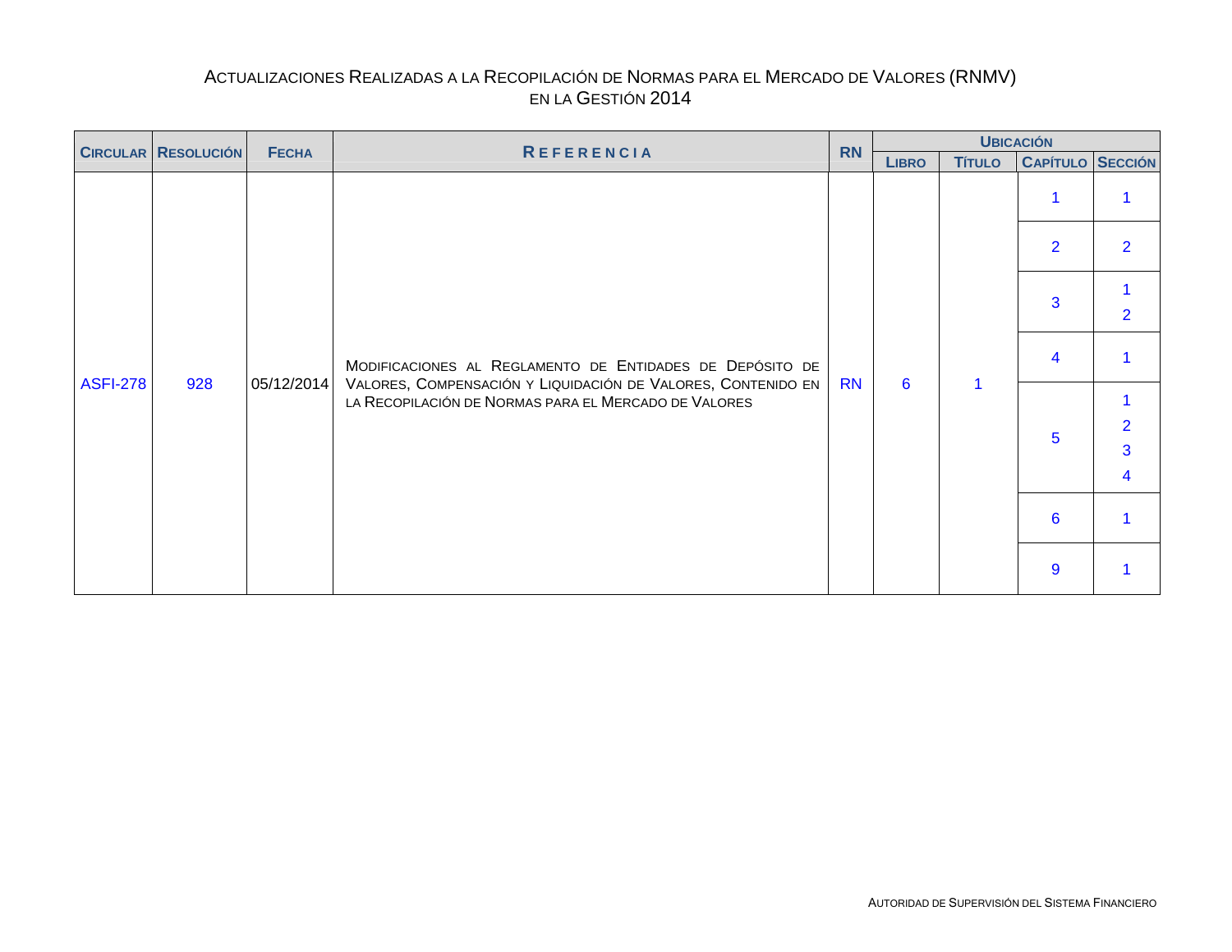# Actualizaciones Realizadas a la Recopilación de Normas para el Mercado de Valores (RNMV) en la Gestión 2014

| Circular | Resolución | Fecha | Referencia | RN | Ubicación | | | |
|---|---|---|---|---|---|---|---|---|
| | | | | | Libro | Título | Capítulo | Sección |
| ASFI-278 | 928 | 05/12/2014 | Modificaciones al Reglamento de Entidades de Depósito de Valores, Compensación y Liquidación de Valores, contenido en la Recopilación de Normas para el Mercado de Valores | RN | 6 | 1 | 1 | 1 |
| | | | | | | | 2 | 2 |
| | | | | | | | 3 | 1<br>2 |
| | | | | | | | 4 | 1 |
| | | | | | | | 5 | 1<br>2<br>3<br>4 |
| | | | | | | | 6 | 1 |
| | | | | | | | 9 | 1 |

Autoridad de Supervisión del Sistema Financiero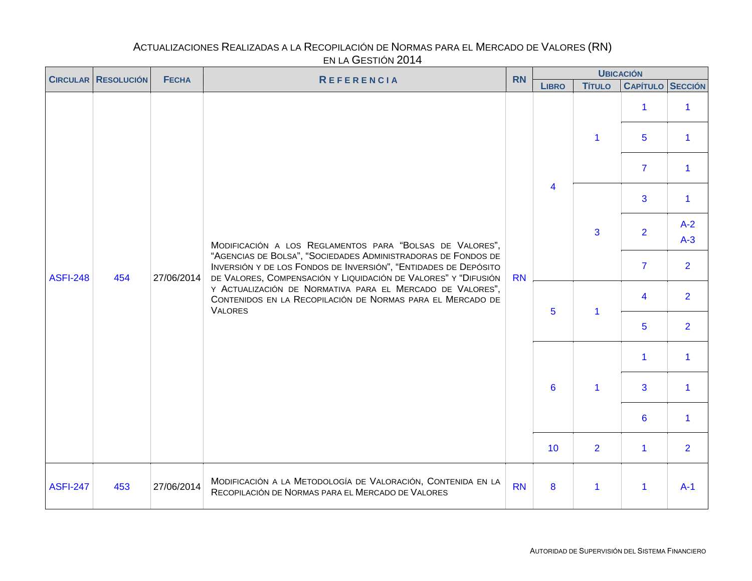# Actualizaciones Realizadas a la Recopilación de Normas para el Mercado de Valores (RN) en la Gestión 2014

| Circular | Resolución | Fecha | Referencia | RN | Ubicación | | | |
|---|---|---|---|---|---|---|---|---|
| | | | | | Libro | Título | Capítulo | Sección |
| ASFI-248 | 454 | 27/06/2014 | Modificación a los Reglamentos para "Bolsas de Valores", "Agencias de Bolsa", "Sociedades Administradoras de Fondos de Inversión y de los Fondos de Inversión", "Entidades de Depósito de Valores, Compensación y Liquidación de Valores" y "Difusión y Actualización de Normativa para el Mercado de Valores", contenidos en la Recopilación de Normas para el Mercado de Valores | RN | 4 | 1 | 1 | 1 |
| | | | | | | | 5 | 1 |
| | | | | | | | 7 | 1 |
| | | | | | | 3 | 3 | 1 |
| | | | | | | | 2 | A-2<br>A-3 |
| | | | | | | | 7 | 2 |
| | | | | | 5 | 1 | 4 | 2 |
| | | | | | | | 5 | 2 |
| | | | | | 6 | 1 | 1 | 1 |
| | | | | | | | 3 | 1 |
| | | | | | | | 6 | 1 |
| | | | | | 10 | 2 | 1 | 2 |
| ASFI-247 | 453 | 27/06/2014 | Modificación a la Metodología de Valoración, contenida en la Recopilación de Normas para el Mercado de Valores | RN | 8 | 1 | 1 | A-1 |

Autoridad de Supervisión del Sistema Financiero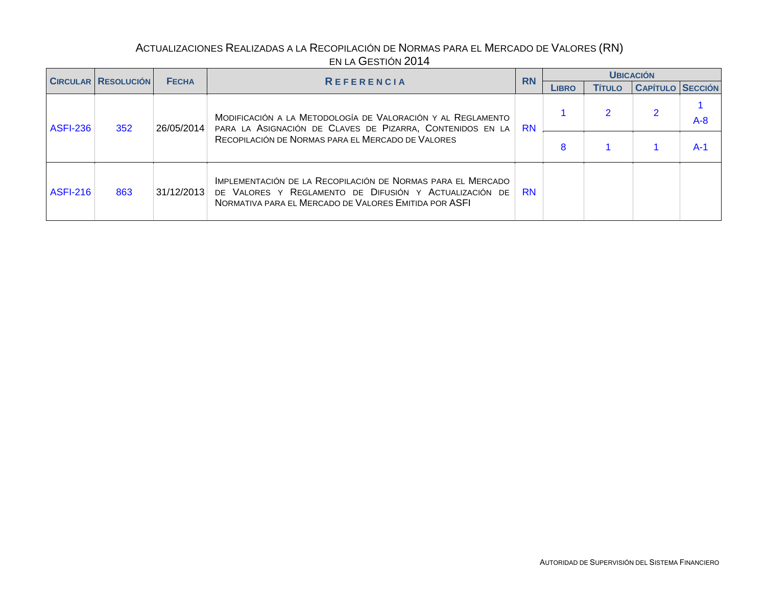# Actualizaciones Realizadas a la Recopilación de Normas para el Mercado de Valores (RN) en la Gestión 2014

| Circular | Resolución | Fecha | Referencia | RN | Ubicación | | | |
|---|---|---|---|---|---|---|---|---|
| | | | | | Libro | Título | Capítulo | Sección |
| ASFI-236 | 352 | 26/05/2014 | Modificación a la Metodología de Valoración y al Reglamento para la Asignación de Claves de Pizarra, Contenidos en la Recopilación de Normas para el Mercado de Valores | RN | 1 | 2 | 2 | 1<br>A-8 |
| | | | | | 8 | 1 | 1 | A-1 |
| ASFI-216 | 863 | 31/12/2013 | Implementación de la Recopilación de Normas para el Mercado de Valores y Reglamento de Difusión y Actualización de Normativa para el Mercado de Valores Emitida por ASFI | RN | | | | |